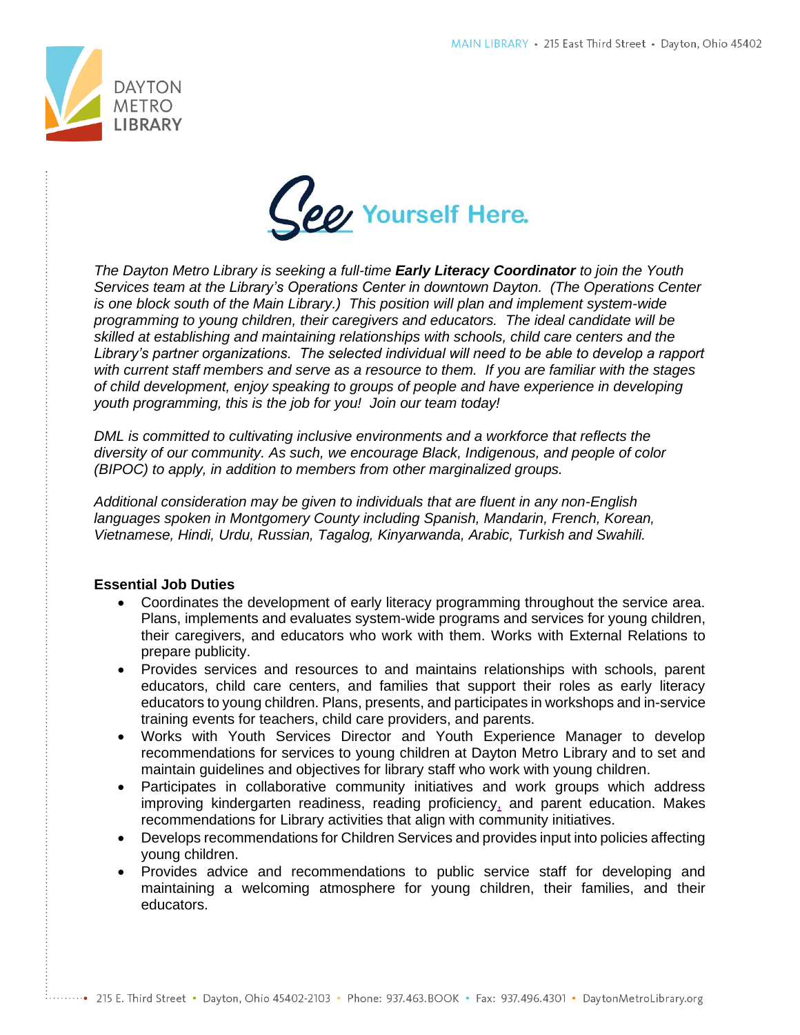MAIN LIBRARY • 215 East Third Street • Dayton, Ohio 45402

DAYTON METRO LIBRARY

See Yourself Here.

*The Dayton Metro Library is seeking a full-time* ***Early Literacy Coordinator*** *to join the Youth Services team at the Library's Operations Center in downtown Dayton. (The Operations Center is one block south of the Main Library.) This position will plan and implement system-wide programming to young children, their caregivers and educators. The ideal candidate will be skilled at establishing and maintaining relationships with schools, child care centers and the Library's partner organizations. The selected individual will need to be able to develop a rapport with current staff members and serve as a resource to them. If you are familiar with the stages of child development, enjoy speaking to groups of people and have experience in developing youth programming, this is the job for you! Join our team today!*

*DML is committed to cultivating inclusive environments and a workforce that reflects the diversity of our community. As such, we encourage Black, Indigenous, and people of color (BIPOC) to apply, in addition to members from other marginalized groups.*

*Additional consideration may be given to individuals that are fluent in any non-English languages spoken in Montgomery County including Spanish, Mandarin, French, Korean, Vietnamese, Hindi, Urdu, Russian, Tagalog, Kinyarwanda, Arabic, Turkish and Swahili.*

**Essential Job Duties**

- Coordinates the development of early literacy programming throughout the service area. Plans, implements and evaluates system-wide programs and services for young children, their caregivers, and educators who work with them. Works with External Relations to prepare publicity.
- Provides services and resources to and maintains relationships with schools, parent educators, child care centers, and families that support their roles as early literacy educators to young children. Plans, presents, and participates in workshops and in-service training events for teachers, child care providers, and parents.
- Works with Youth Services Director and Youth Experience Manager to develop recommendations for services to young children at Dayton Metro Library and to set and maintain guidelines and objectives for library staff who work with young children.
- Participates in collaborative community initiatives and work groups which address improving kindergarten readiness, reading proficiency, and parent education. Makes recommendations for Library activities that align with community initiatives.
- Develops recommendations for Children Services and provides input into policies affecting young children.
- Provides advice and recommendations to public service staff for developing and maintaining a welcoming atmosphere for young children, their families, and their educators.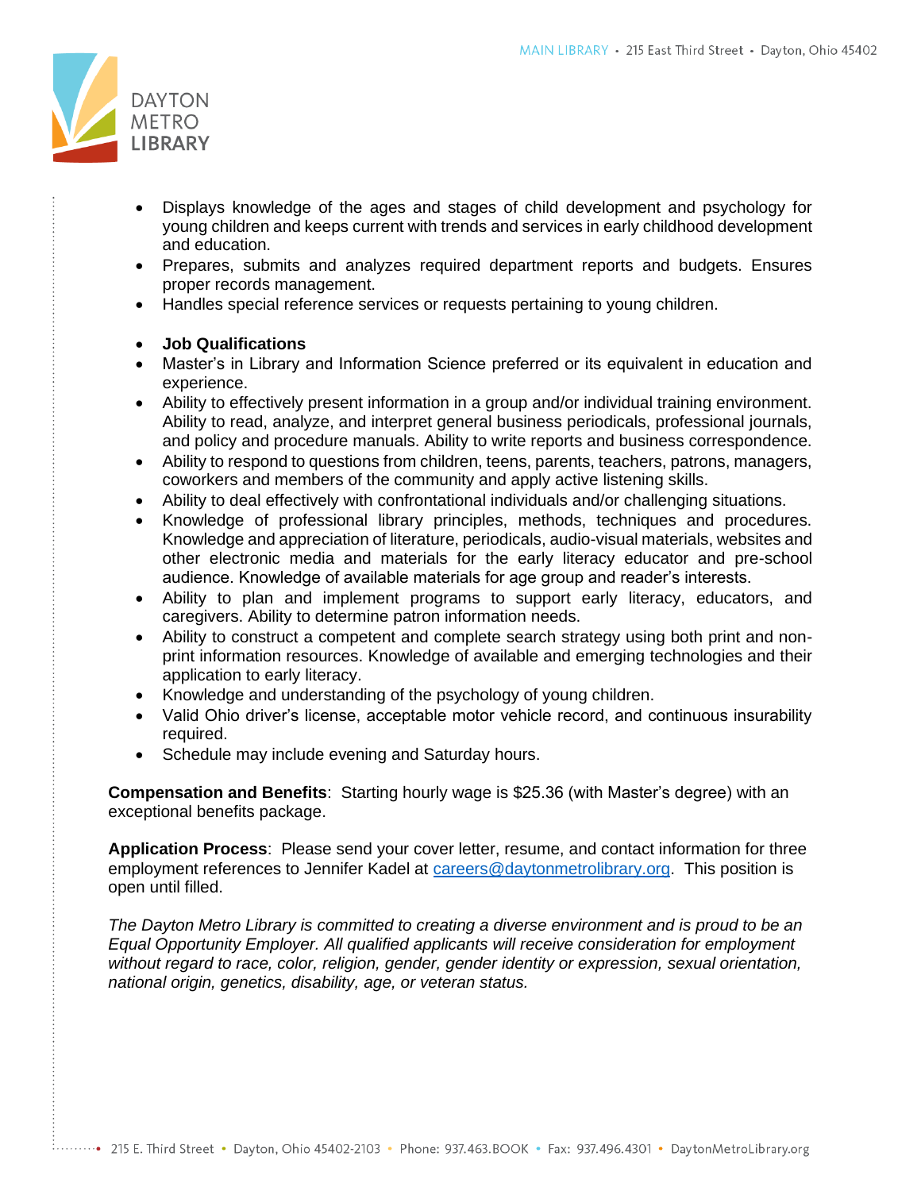- Displays knowledge of the ages and stages of child development and psychology for young children and keeps current with trends and services in early childhood development and education.
- Prepares, submits and analyzes required department reports and budgets. Ensures proper records management.
- Handles special reference services or requests pertaining to young children.

- **Job Qualifications**
- Master's in Library and Information Science preferred or its equivalent in education and experience.
- Ability to effectively present information in a group and/or individual training environment. Ability to read, analyze, and interpret general business periodicals, professional journals, and policy and procedure manuals. Ability to write reports and business correspondence.
- Ability to respond to questions from children, teens, parents, teachers, patrons, managers, coworkers and members of the community and apply active listening skills.
- Ability to deal effectively with confrontational individuals and/or challenging situations.
- Knowledge of professional library principles, methods, techniques and procedures. Knowledge and appreciation of literature, periodicals, audio-visual materials, websites and other electronic media and materials for the early literacy educator and pre-school audience. Knowledge of available materials for age group and reader's interests.
- Ability to plan and implement programs to support early literacy, educators, and caregivers. Ability to determine patron information needs.
- Ability to construct a competent and complete search strategy using both print and non-print information resources. Knowledge of available and emerging technologies and their application to early literacy.
- Knowledge and understanding of the psychology of young children.
- Valid Ohio driver's license, acceptable motor vehicle record, and continuous insurability required.
- Schedule may include evening and Saturday hours.

**Compensation and Benefits**: Starting hourly wage is $25.36 (with Master's degree) with an exceptional benefits package.

**Application Process**: Please send your cover letter, resume, and contact information for three employment references to Jennifer Kadel at careers@daytonmetrolibrary.org. This position is open until filled.

*The Dayton Metro Library is committed to creating a diverse environment and is proud to be an Equal Opportunity Employer. All qualified applicants will receive consideration for employment without regard to race, color, religion, gender, gender identity or expression, sexual orientation, national origin, genetics, disability, age, or veteran status.*